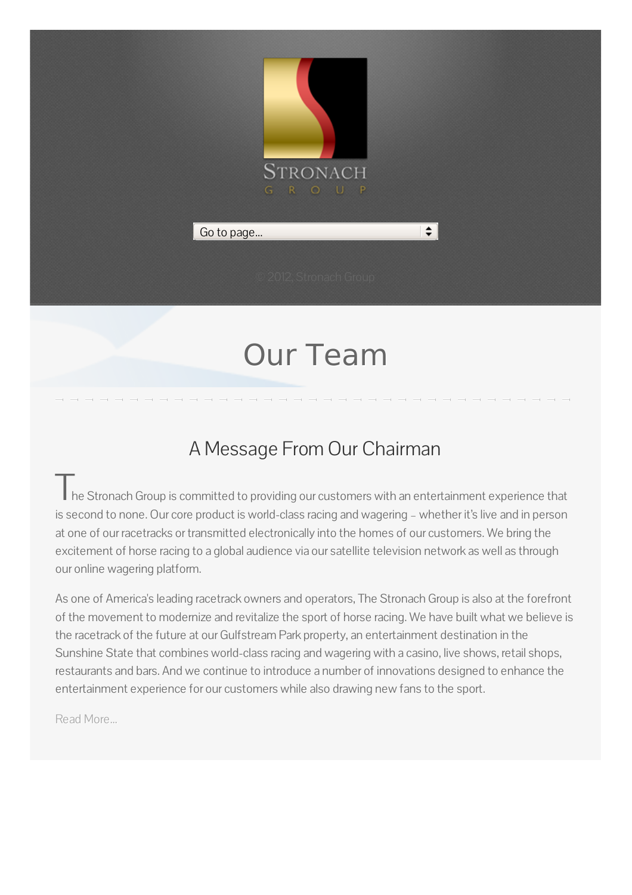STRONACH GROUP

Go to page...

© 2012, Stronach Group

# Our Team

## A Message From Our Chairman

The Stronach Group is committed to providing our customers with an entertainment experience that is second to none. Our core product is world-class racing and wagering – whether it's live and in person at one of our racetracks or transmitted electronically into the homes of our customers. We bring the excitement of horse racing to a global audience via our satellite television network as well as through our online wagering platform.

As one of America's leading racetrack owners and operators, The Stronach Group is also at the forefront of the movement to modernize and revitalize the sport of horse racing. We have built what we believe is the racetrack of the future at our Gulfstream Park property, an entertainment destination in the Sunshine State that combines world-class racing and wagering with a casino, live shows, retail shops, restaurants and bars. And we continue to introduce a number of innovations designed to enhance the entertainment experience for our customers while also drawing new fans to the sport.

Read More...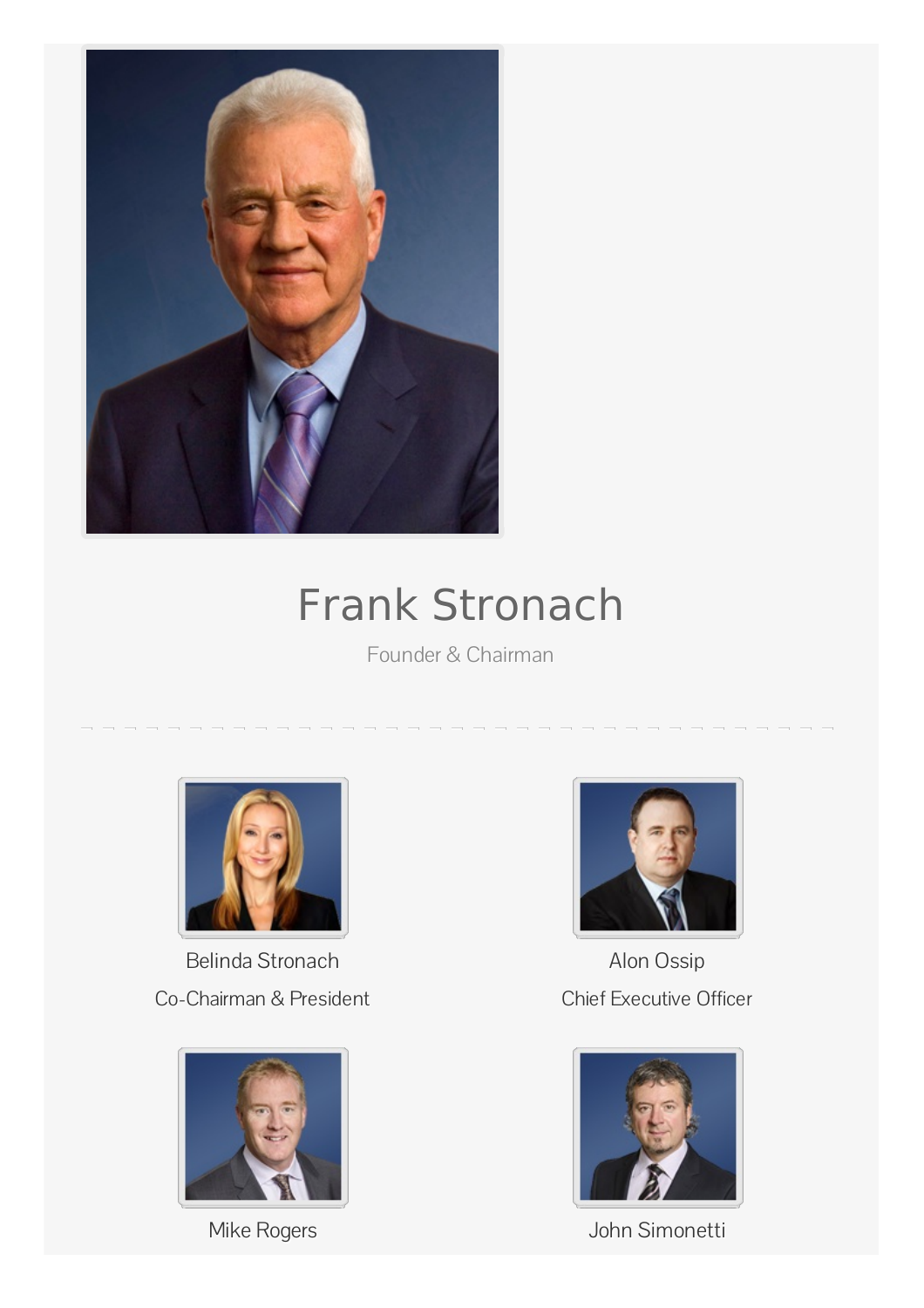# Frank Stronach

Founder & Chairman

---

Belinda Stronach

Co-Chairman & President

Alon Ossip

Chief Executive Officer

Mike Rogers

John Simonetti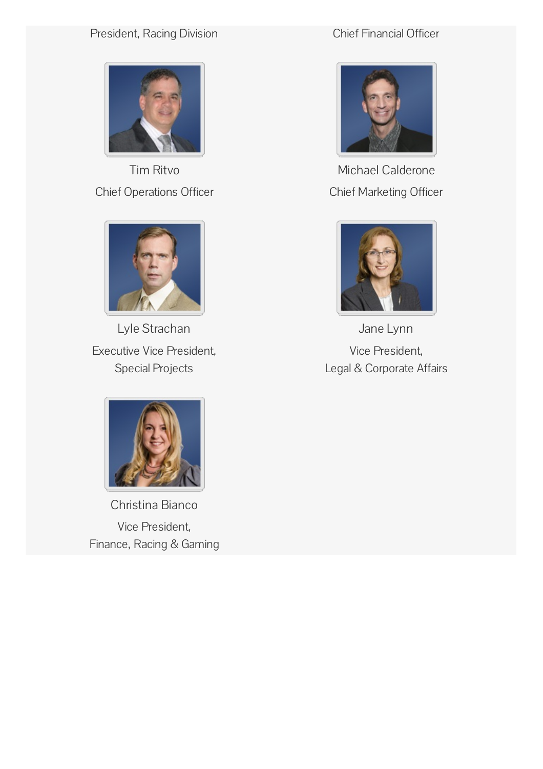President, Racing Division

Chief Financial Officer

Tim Ritvo

Chief Operations Officer

Michael Calderone

Chief Marketing Officer

Lyle Strachan

Executive Vice President,
Special Projects

Jane Lynn

Vice President,
Legal & Corporate Affairs

Christina Bianco

Vice President,
Finance, Racing & Gaming